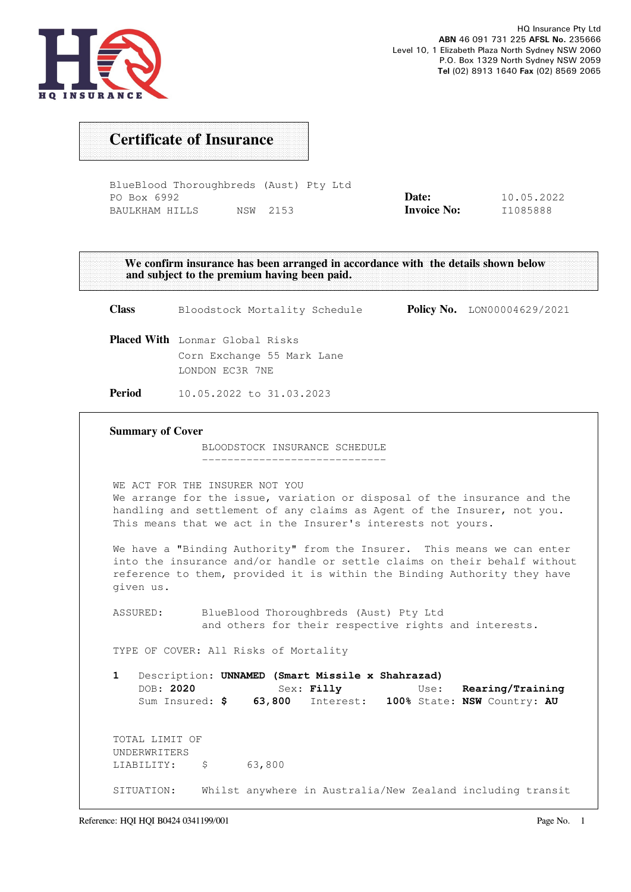HQ INSURANCE

HQ Insurance Pty Ltd
**ABN** 46 091 731 225 **AFSL No.** 235666
Level 10, 1 Elizabeth Plaza North Sydney NSW 2060
P.O. Box 1329 North Sydney NSW 2059
**Tel** (02) 8913 1640 **Fax** (02) 8569 2065

# Certificate of Insurance

BlueBlood Thoroughbreds (Aust) Pty Ltd
PO Box 6992
BAULKHAM HILLS NSW 2153

**Date:** 10.05.2022
**Invoice No:** I1085888

**We confirm insurance has been arranged in accordance with the details shown below and subject to the premium having been paid.**

**Class** Bloodstock Mortality Schedule **Policy No.** LON00004629/2021

**Placed With** Lonmar Global Risks
Corn Exchange 55 Mark Lane
LONDON EC3R 7NE

**Period** 10.05.2022 to 31.03.2023

## Summary of Cover

BLOODSTOCK INSURANCE SCHEDULE

WE ACT FOR THE INSURER NOT YOU
We arrange for the issue, variation or disposal of the insurance and the handling and settlement of any claims as Agent of the Insurer, not you. This means that we act in the Insurer's interests not yours.

We have a "Binding Authority" from the Insurer. This means we can enter into the insurance and/or handle or settle claims on their behalf without reference to them, provided it is within the Binding Authority they have given us.

ASSURED: BlueBlood Thoroughbreds (Aust) Pty Ltd and others for their respective rights and interests.

TYPE OF COVER: All Risks of Mortality

1 Description: **UNNAMED (Smart Missile x Shahrazad)**
DOB: **2020** Sex: **Filly** Use: **Rearing/Training**
Sum Insured: **$ 63,800** Interest: **100%** State: **NSW** Country: **AU**

TOTAL LIMIT OF UNDERWRITERS LIABILITY: $ 63,800

SITUATION: Whilst anywhere in Australia/New Zealand including transit

Reference: HQI HQI B0424 0341199/001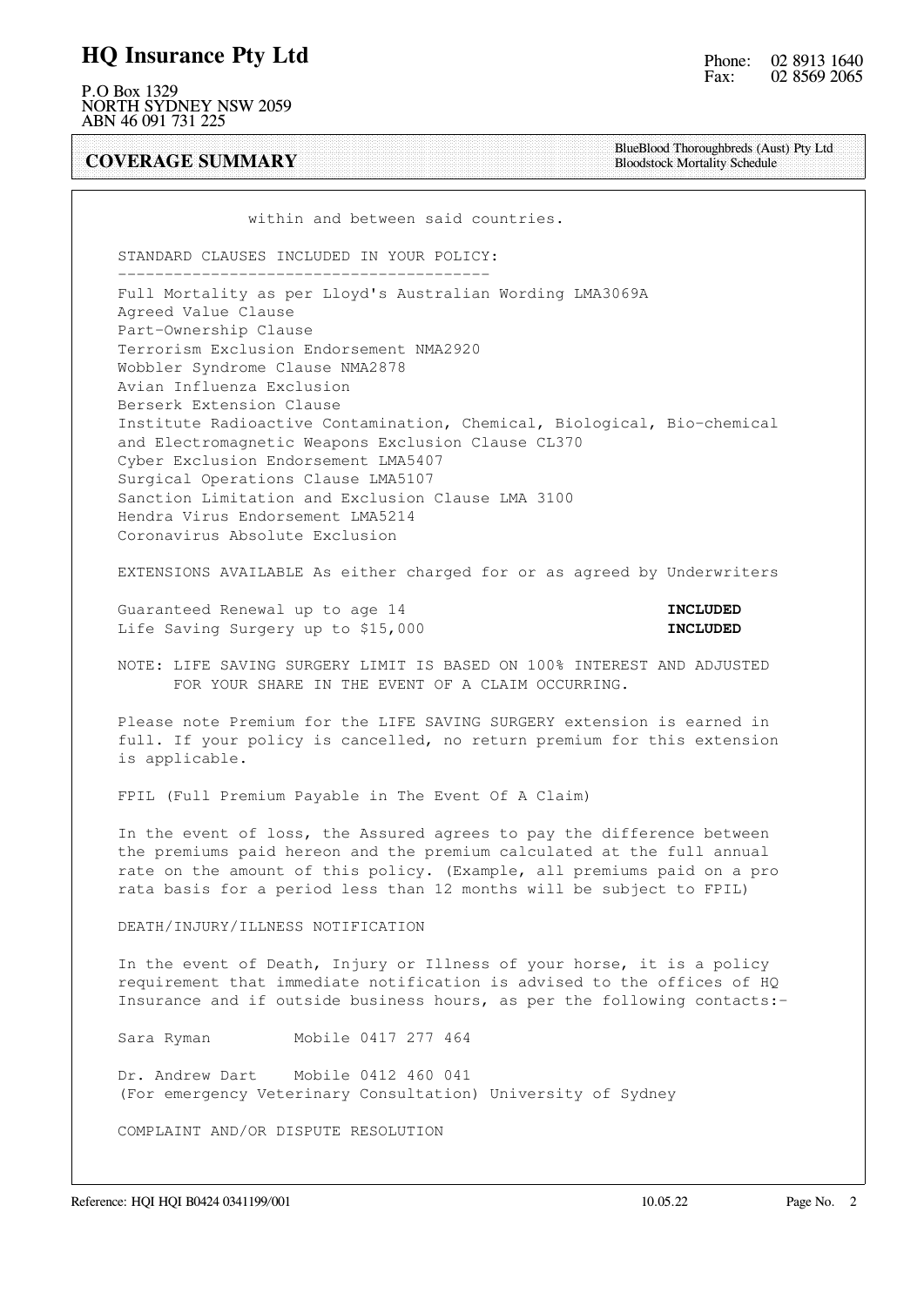within and between said countries.

STANDARD CLAUSES INCLUDED IN YOUR POLICY:

- Full Mortality as per Lloyd's Australian Wording LMA3069A
- Agreed Value Clause
- Part-Ownership Clause
- Terrorism Exclusion Endorsement NMA2920
- Wobbler Syndrome Clause NMA2878
- Avian Influenza Exclusion
- Berserk Extension Clause
- Institute Radioactive Contamination, Chemical, Biological, Bio-chemical and Electromagnetic Weapons Exclusion Clause CL370
- Cyber Exclusion Endorsement LMA5407
- Surgical Operations Clause LMA5107
- Sanction Limitation and Exclusion Clause LMA 3100
- Hendra Virus Endorsement LMA5214
- Coronavirus Absolute Exclusion

EXTENSIONS AVAILABLE As either charged for or as agreed by Underwriters

| | |
|---|---|
| Guaranteed Renewal up to age 14 | **INCLUDED** |
| Life Saving Surgery up to $15,000 | **INCLUDED** |

NOTE: LIFE SAVING SURGERY LIMIT IS BASED ON 100% INTEREST AND ADJUSTED FOR YOUR SHARE IN THE EVENT OF A CLAIM OCCURRING.

Please note Premium for the LIFE SAVING SURGERY extension is earned in full. If your policy is cancelled, no return premium for this extension is applicable.

FPIL (Full Premium Payable in The Event Of A Claim)

In the event of loss, the Assured agrees to pay the difference between the premiums paid hereon and the premium calculated at the full annual rate on the amount of this policy. (Example, all premiums paid on a pro rata basis for a period less than 12 months will be subject to FPIL)

DEATH/INJURY/ILLNESS NOTIFICATION

In the event of Death, Injury or Illness of your horse, it is a policy requirement that immediate notification is advised to the offices of HQ Insurance and if outside business hours, as per the following contacts:-

Sara Ryman    Mobile 0417 277 464

Dr. Andrew Dart    Mobile 0412 460 041
(For emergency Veterinary Consultation) University of Sydney

COMPLAINT AND/OR DISPUTE RESOLUTION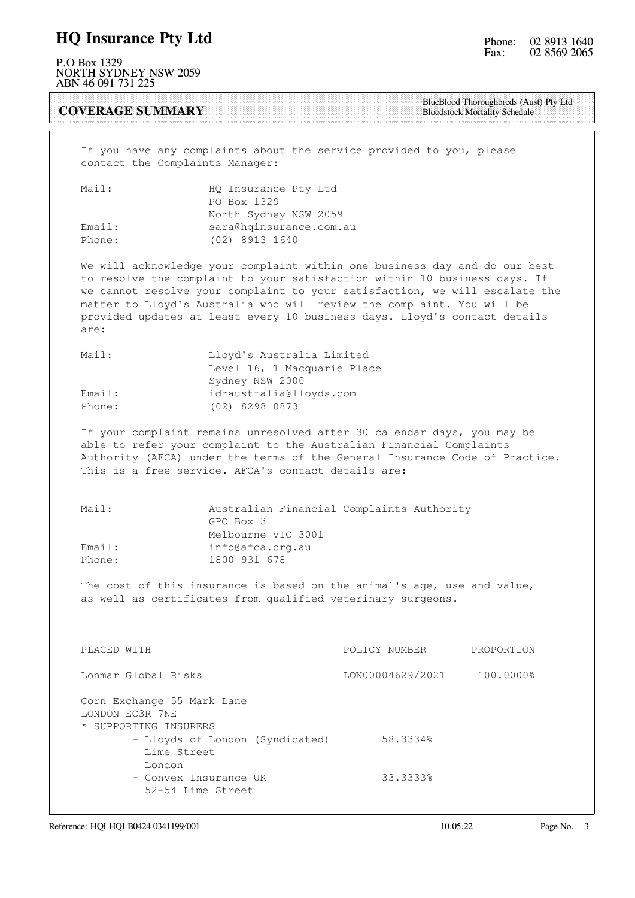## COVERAGE SUMMARY

BlueBlood Thoroughbreds (Aust) Pty Ltd
Bloodstock Mortality Schedule

If you have any complaints about the service provided to you, please contact the Complaints Manager:

| | |
|---|---|
| Mail: | HQ Insurance Pty Ltd<br>PO Box 1329<br>North Sydney NSW 2059 |
| Email: | sara@hqinsurance.com.au |
| Phone: | (02) 8913 1640 |

We will acknowledge your complaint within one business day and do our best to resolve the complaint to your satisfaction within 10 business days. If we cannot resolve your complaint to your satisfaction, we will escalate the matter to Lloyd's Australia who will review the complaint. You will be provided updates at least every 10 business days. Lloyd's contact details are:

| | |
|---|---|
| Mail: | Lloyd's Australia Limited<br>Level 16, 1 Macquarie Place<br>Sydney NSW 2000 |
| Email: | idraustralia@lloyds.com |
| Phone: | (02) 8298 0873 |

If your complaint remains unresolved after 30 calendar days, you may be able to refer your complaint to the Australian Financial Complaints Authority (AFCA) under the terms of the General Insurance Code of Practice. This is a free service. AFCA's contact details are:

| | |
|---|---|
| Mail: | Australian Financial Complaints Authority<br>GPO Box 3<br>Melbourne VIC 3001 |
| Email: | info@afca.org.au |
| Phone: | 1800 931 678 |

The cost of this insurance is based on the animal's age, use and value, as well as certificates from qualified veterinary surgeons.

| PLACED WITH | POLICY NUMBER | PROPORTION |
|---|---|---|
| Lonmar Global Risks | LON00004629/2021 | 100.0000% |

Corn Exchange 55 Mark Lane
LONDON EC3R 7NE

* SUPPORTING INSURERS
  - Lloyds of London (Syndicated) 58.3334%
    Lime Street
    London
  - Convex Insurance UK 33.3333%
    52-54 Lime Street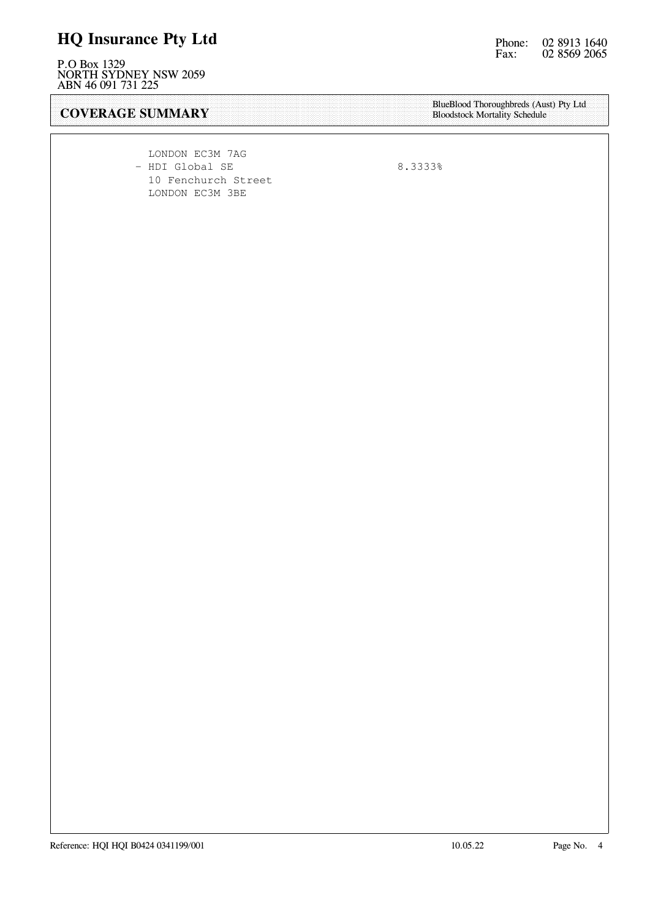LONDON EC3M 7AG

- HDI Global SE — 8.3333%

  10 Fenchurch Street

  LONDON EC3M 3BE